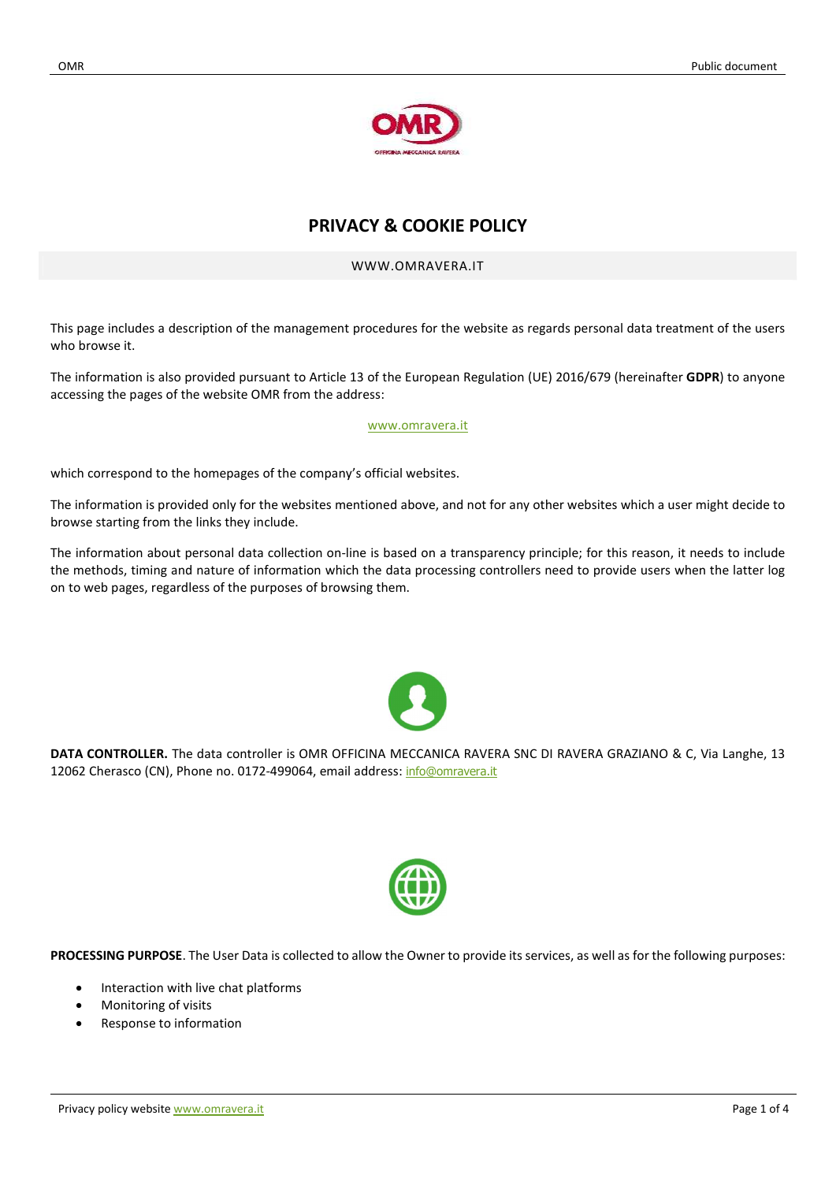# PRIVACY & COOKIE POLICY

WWW.OMRAVERA.IT

This page includes a description of the management procedures for the website as regards personal data treatment of the users who browse it.

The information is also provided pursuant to Article 13 of the European Regulation (UE) 2016/679 (hereinafter **GDPR**) to anyone accessing the pages of the website OMR from the address:

www.omravera.it

which correspond to the homepages of the company's official websites.

The information is provided only for the websites mentioned above, and not for any other websites which a user might decide to browse starting from the links they include.

The information about personal data collection on-line is based on a transparency principle; for this reason, it needs to include the methods, timing and nature of information which the data processing controllers need to provide users when the latter log on to web pages, regardless of the purposes of browsing them.

**DATA CONTROLLER.** The data controller is OMR OFFICINA MECCANICA RAVERA SNC DI RAVERA GRAZIANO & C, Via Langhe, 13 12062 Cherasco (CN), Phone no. 0172-499064, email address: info@omravera.it

**PROCESSING PURPOSE**. The User Data is collected to allow the Owner to provide its services, as well as for the following purposes:

- Interaction with live chat platforms
- Monitoring of visits
- Response to information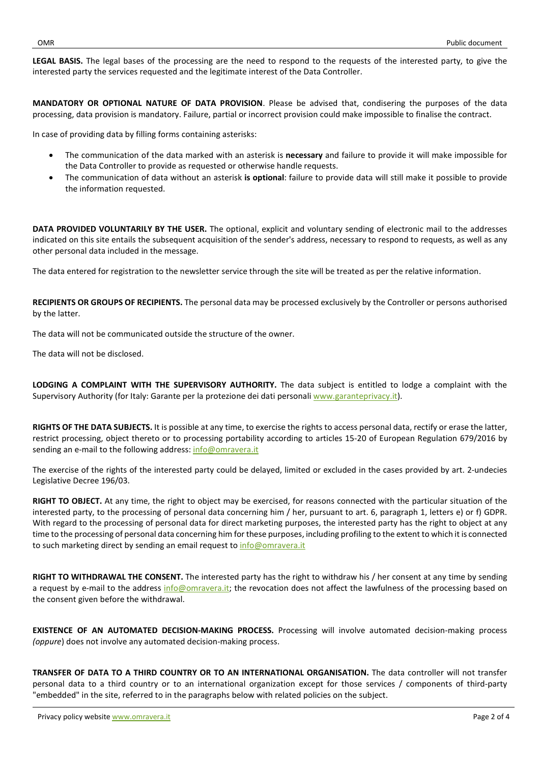**LEGAL BASIS.** The legal bases of the processing are the need to respond to the requests of the interested party, to give the interested party the services requested and the legitimate interest of the Data Controller.

**MANDATORY OR OPTIONAL NATURE OF DATA PROVISION**. Please be advised that, condisering the purposes of the data processing, data provision is mandatory. Failure, partial or incorrect provision could make impossible to finalise the contract.

In case of providing data by filling forms containing asterisks:

- The communication of the data marked with an asterisk is **necessary** and failure to provide it will make impossible for the Data Controller to provide as requested or otherwise handle requests.
- The communication of data without an asterisk **is optional**: failure to provide data will still make it possible to provide the information requested.

**DATA PROVIDED VOLUNTARILY BY THE USER.** The optional, explicit and voluntary sending of electronic mail to the addresses indicated on this site entails the subsequent acquisition of the sender's address, necessary to respond to requests, as well as any other personal data included in the message.

The data entered for registration to the newsletter service through the site will be treated as per the relative information.

**RECIPIENTS OR GROUPS OF RECIPIENTS.** The personal data may be processed exclusively by the Controller or persons authorised by the latter.

The data will not be communicated outside the structure of the owner.

The data will not be disclosed.

**LODGING A COMPLAINT WITH THE SUPERVISORY AUTHORITY.** The data subject is entitled to lodge a complaint with the Supervisory Authority (for Italy: Garante per la protezione dei dati personali www.garanteprivacy.it).

**RIGHTS OF THE DATA SUBJECTS.** It is possible at any time, to exercise the rights to access personal data, rectify or erase the latter, restrict processing, object thereto or to processing portability according to articles 15-20 of European Regulation 679/2016 by sending an e-mail to the following address: info@omravera.it

The exercise of the rights of the interested party could be delayed, limited or excluded in the cases provided by art. 2-undecies Legislative Decree 196/03.

**RIGHT TO OBJECT.** At any time, the right to object may be exercised, for reasons connected with the particular situation of the interested party, to the processing of personal data concerning him / her, pursuant to art. 6, paragraph 1, letters e) or f) GDPR. With regard to the processing of personal data for direct marketing purposes, the interested party has the right to object at any time to the processing of personal data concerning him for these purposes, including profiling to the extent to which it is connected to such marketing direct by sending an email request to info@omravera.it

**RIGHT TO WITHDRAWAL THE CONSENT.** The interested party has the right to withdraw his / her consent at any time by sending a request by e-mail to the address info@omravera.it; the revocation does not affect the lawfulness of the processing based on the consent given before the withdrawal.

**EXISTENCE OF AN AUTOMATED DECISION-MAKING PROCESS.** Processing will involve automated decision-making process *(oppure*) does not involve any automated decision-making process.

**TRANSFER OF DATA TO A THIRD COUNTRY OR TO AN INTERNATIONAL ORGANISATION.** The data controller will not transfer personal data to a third country or to an international organization except for those services / components of third-party "embedded" in the site, referred to in the paragraphs below with related policies on the subject.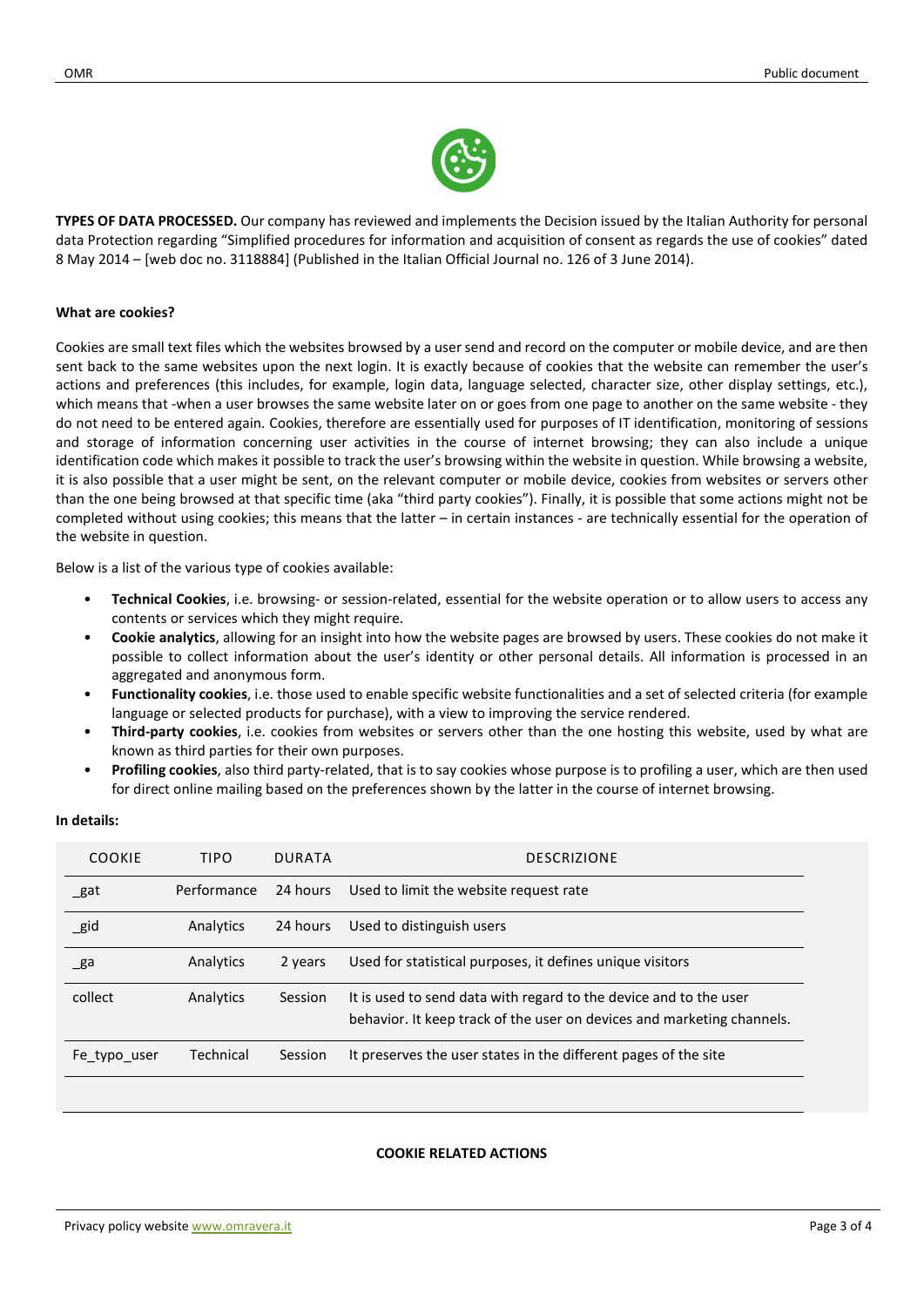**TYPES OF DATA PROCESSED.** Our company has reviewed and implements the Decision issued by the Italian Authority for personal data Protection regarding "Simplified procedures for information and acquisition of consent as regards the use of cookies" dated 8 May 2014 – [web doc no. 3118884] (Published in the Italian Official Journal no. 126 of 3 June 2014).

**What are cookies?**

Cookies are small text files which the websites browsed by a user send and record on the computer or mobile device, and are then sent back to the same websites upon the next login. It is exactly because of cookies that the website can remember the user's actions and preferences (this includes, for example, login data, language selected, character size, other display settings, etc.), which means that -when a user browses the same website later on or goes from one page to another on the same website - they do not need to be entered again. Cookies, therefore are essentially used for purposes of IT identification, monitoring of sessions and storage of information concerning user activities in the course of internet browsing; they can also include a unique identification code which makes it possible to track the user's browsing within the website in question. While browsing a website, it is also possible that a user might be sent, on the relevant computer or mobile device, cookies from websites or servers other than the one being browsed at that specific time (aka "third party cookies"). Finally, it is possible that some actions might not be completed without using cookies; this means that the latter – in certain instances - are technically essential for the operation of the website in question.

Below is a list of the various type of cookies available:

- **Technical Cookies**, i.e. browsing- or session-related, essential for the website operation or to allow users to access any contents or services which they might require.
- **Cookie analytics**, allowing for an insight into how the website pages are browsed by users. These cookies do not make it possible to collect information about the user's identity or other personal details. All information is processed in an aggregated and anonymous form.
- **Functionality cookies**, i.e. those used to enable specific website functionalities and a set of selected criteria (for example language or selected products for purchase), with a view to improving the service rendered.
- **Third-party cookies**, i.e. cookies from websites or servers other than the one hosting this website, used by what are known as third parties for their own purposes.
- **Profiling cookies**, also third party-related, that is to say cookies whose purpose is to profiling a user, which are then used for direct online mailing based on the preferences shown by the latter in the course of internet browsing.

**In details:**

| COOKIE | TIPO | DURATA | DESCRIZIONE |
|---|---|---|---|
| _gat | Performance | 24 hours | Used to limit the website request rate |
| _gid | Analytics | 24 hours | Used to distinguish users |
| _ga | Analytics | 2 years | Used for statistical purposes, it defines unique visitors |
| collect | Analytics | Session | It is used to send data with regard to the device and to the user behavior. It keep track of the user on devices and marketing channels. |
| Fe_typo_user | Technical | Session | It preserves the user states in the different pages of the site |

**COOKIE RELATED ACTIONS**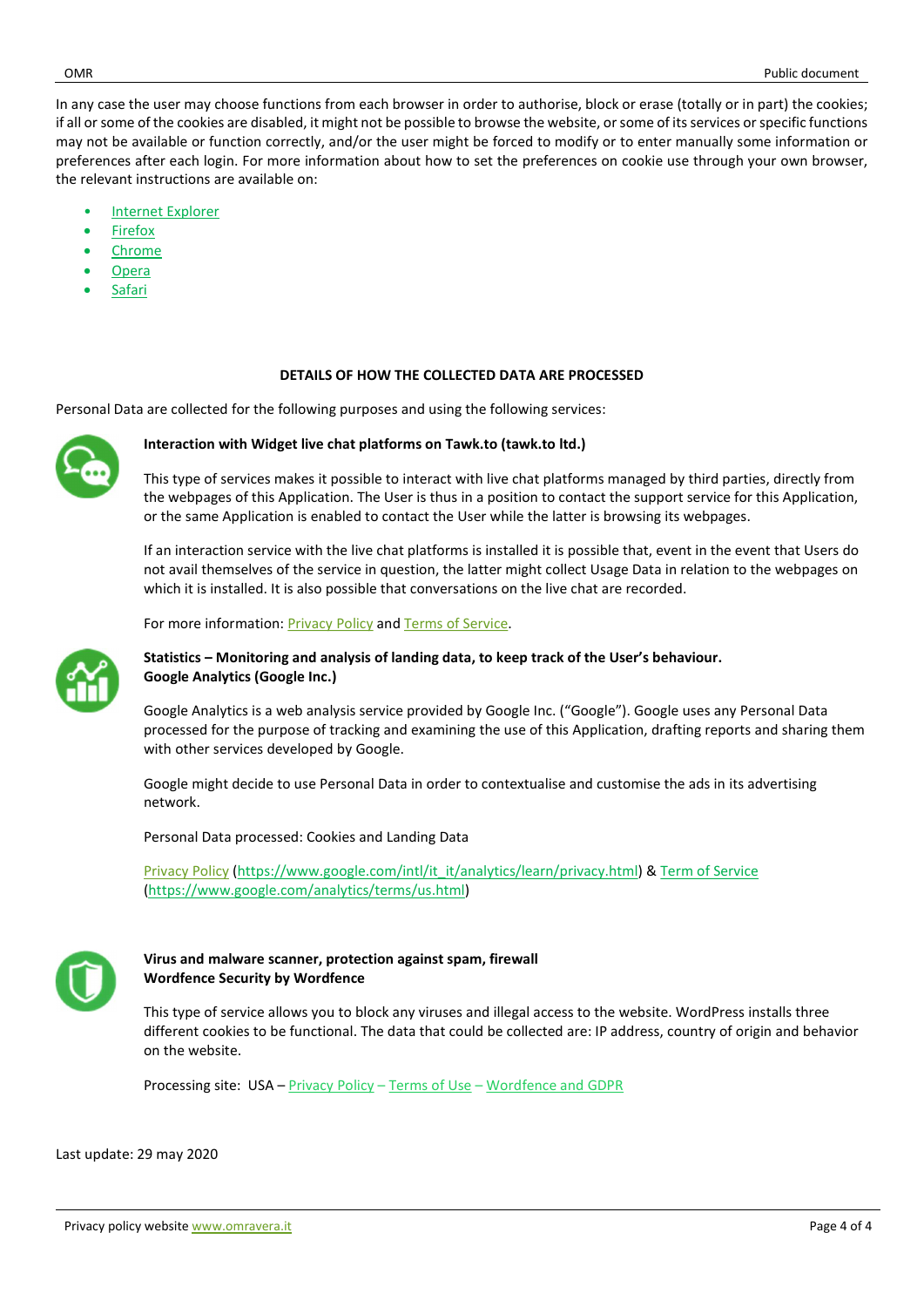In any case the user may choose functions from each browser in order to authorise, block or erase (totally or in part) the cookies; if all or some of the cookies are disabled, it might not be possible to browse the website, or some of its services or specific functions may not be available or function correctly, and/or the user might be forced to modify or to enter manually some information or preferences after each login. For more information about how to set the preferences on cookie use through your own browser, the relevant instructions are available on:

- Internet Explorer
- Firefox
- Chrome
- Opera
- Safari

## DETAILS OF HOW THE COLLECTED DATA ARE PROCESSED

Personal Data are collected for the following purposes and using the following services:

**Interaction with Widget live chat platforms on Tawk.to (tawk.to ltd.)**

This type of services makes it possible to interact with live chat platforms managed by third parties, directly from the webpages of this Application. The User is thus in a position to contact the support service for this Application, or the same Application is enabled to contact the User while the latter is browsing its webpages.

If an interaction service with the live chat platforms is installed it is possible that, event in the event that Users do not avail themselves of the service in question, the latter might collect Usage Data in relation to the webpages on which it is installed. It is also possible that conversations on the live chat are recorded.

For more information: Privacy Policy and Terms of Service.

**Statistics – Monitoring and analysis of landing data, to keep track of the User's behaviour.**
**Google Analytics (Google Inc.)**

Google Analytics is a web analysis service provided by Google Inc. ("Google"). Google uses any Personal Data processed for the purpose of tracking and examining the use of this Application, drafting reports and sharing them with other services developed by Google.

Google might decide to use Personal Data in order to contextualise and customise the ads in its advertising network.

Personal Data processed: Cookies and Landing Data

Privacy Policy (https://www.google.com/intl/it_it/analytics/learn/privacy.html) & Term of Service (https://www.google.com/analytics/terms/us.html)

**Virus and malware scanner, protection against spam, firewall**
**Wordfence Security by Wordfence**

This type of service allows you to block any viruses and illegal access to the website. WordPress installs three different cookies to be functional. The data that could be collected are: IP address, country of origin and behavior on the website.

Processing site: USA – Privacy Policy – Terms of Use – Wordfence and GDPR

Last update: 29 may 2020